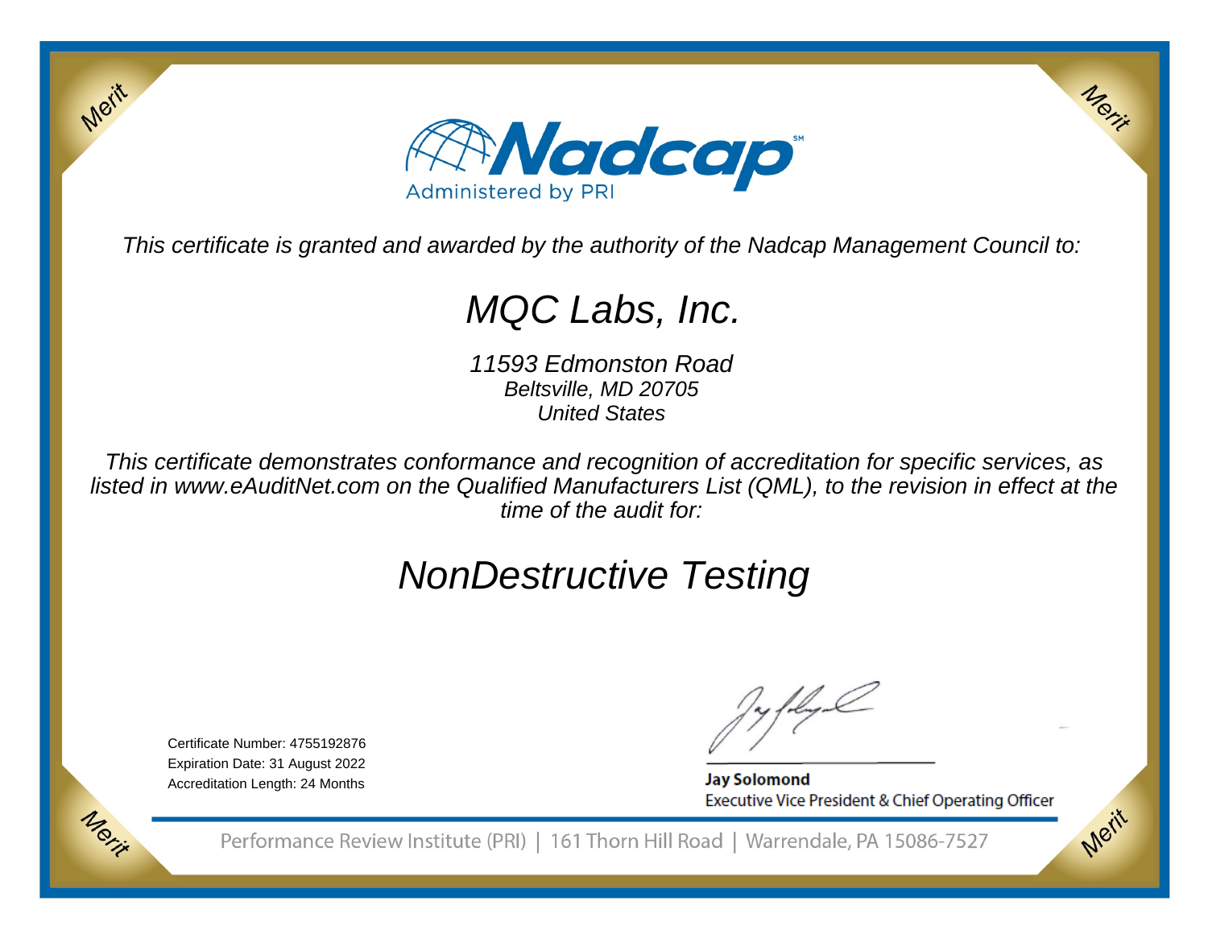Nadcap

Administered by PRI

*This certificate is granted and awarded by the authority of the Nadcap Management Council to:*

# *MQC Labs, Inc.*

*11593 Edmonston Road*
*Beltsville, MD 20705*
*United States*

*This certificate demonstrates conformance and recognition of accreditation for specific services, as listed in www.eAuditNet.com on the Qualified Manufacturers List (QML), to the revision in effect at the time of the audit for:*

## *NonDestructive Testing*

Certificate Number: 4755192876
Expiration Date: 31 August 2022
Accreditation Length: 24 Months

**Jay Solomond**
Executive Vice President & Chief Operating Officer

Performance Review Institute (PRI) | 161 Thorn Hill Road | Warrendale, PA 15086-7527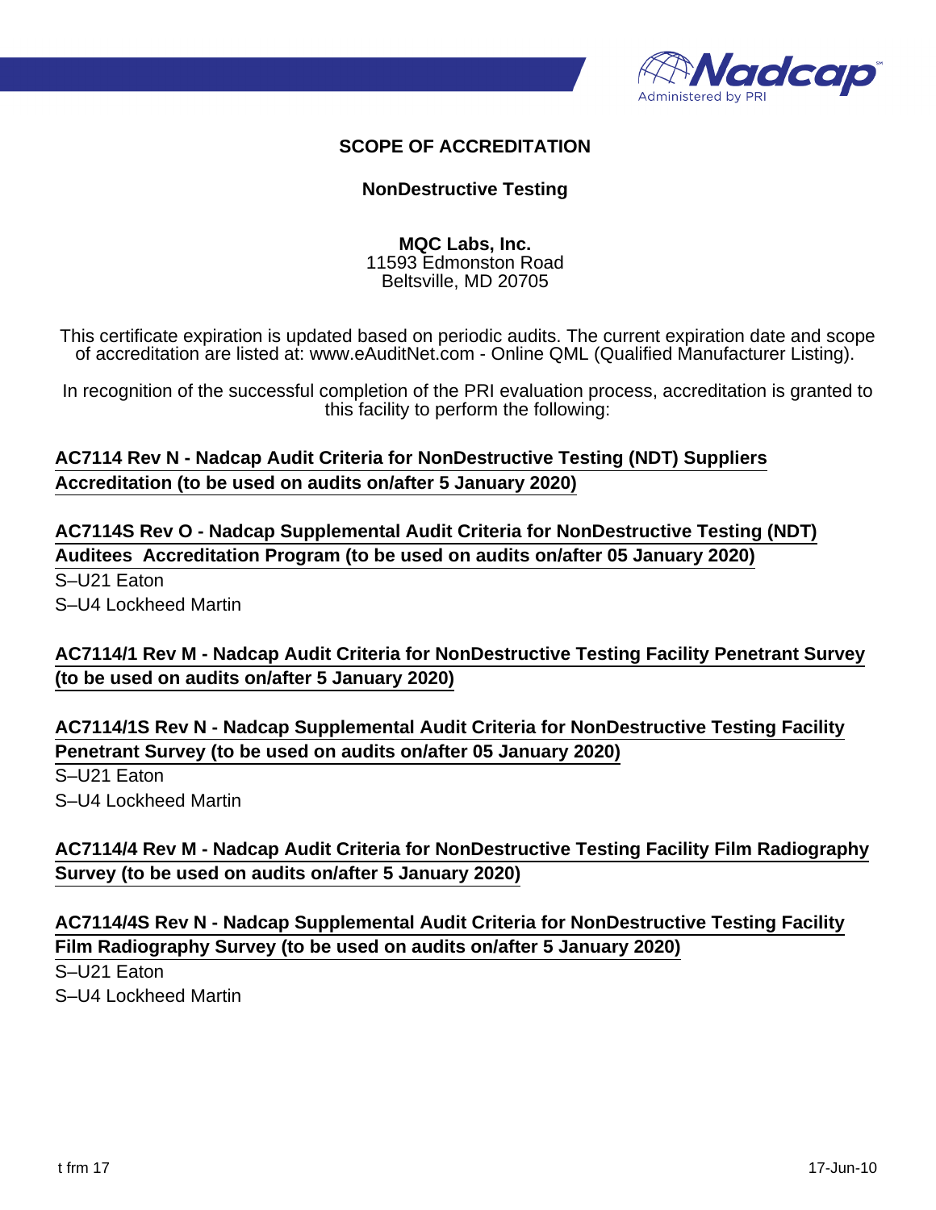## SCOPE OF ACCREDITATION

### NonDestructive Testing

**MQC Labs, Inc.**
11593 Edmonston Road
Beltsville, MD 20705

This certificate expiration is updated based on periodic audits. The current expiration date and scope of accreditation are listed at: www.eAuditNet.com - Online QML (Qualified Manufacturer Listing).

In recognition of the successful completion of the PRI evaluation process, accreditation is granted to this facility to perform the following:

**AC7114 Rev N - Nadcap Audit Criteria for NonDestructive Testing (NDT) Suppliers Accreditation (to be used on audits on/after 5 January 2020)**

**AC7114S Rev O - Nadcap Supplemental Audit Criteria for NonDestructive Testing (NDT) Auditees Accreditation Program (to be used on audits on/after 05 January 2020)**

S–U21 Eaton
S–U4 Lockheed Martin

**AC7114/1 Rev M - Nadcap Audit Criteria for NonDestructive Testing Facility Penetrant Survey (to be used on audits on/after 5 January 2020)**

**AC7114/1S Rev N - Nadcap Supplemental Audit Criteria for NonDestructive Testing Facility Penetrant Survey (to be used on audits on/after 05 January 2020)**

S–U21 Eaton
S–U4 Lockheed Martin

**AC7114/4 Rev M - Nadcap Audit Criteria for NonDestructive Testing Facility Film Radiography Survey (to be used on audits on/after 5 January 2020)**

**AC7114/4S Rev N - Nadcap Supplemental Audit Criteria for NonDestructive Testing Facility Film Radiography Survey (to be used on audits on/after 5 January 2020)**

S–U21 Eaton
S–U4 Lockheed Martin